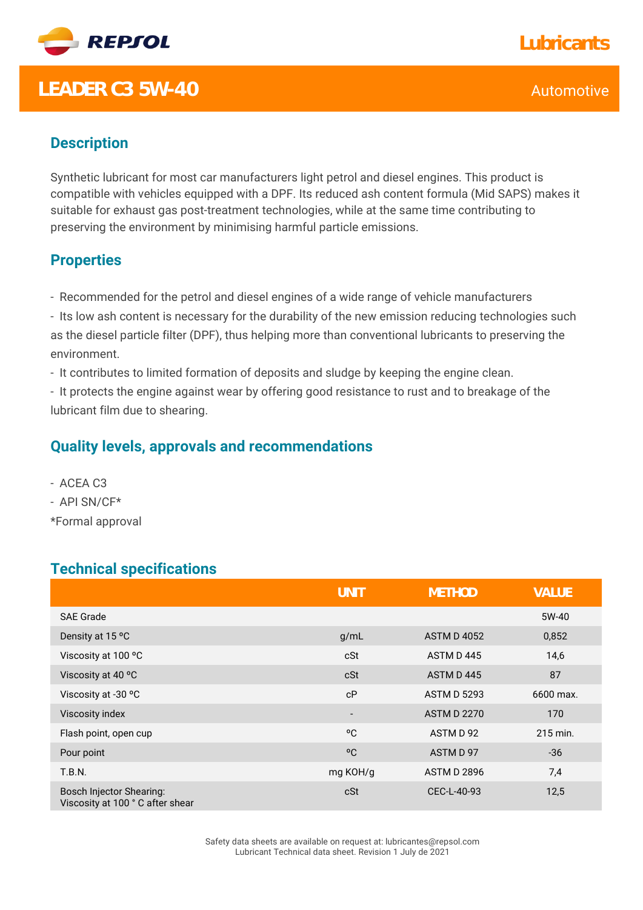REPSOL

Lubricants

# LEADER C3 5W-40

Automotive

## Description

Synthetic lubricant for most car manufacturers light petrol and diesel engines. This product is compatible with vehicles equipped with a DPF. Its reduced ash content formula (Mid SAPS) makes it suitable for exhaust gas post-treatment technologies, while at the same time contributing to preserving the environment by minimising harmful particle emissions.

## Properties

- Recommended for the petrol and diesel engines of a wide range of vehicle manufacturers
- Its low ash content is necessary for the durability of the new emission reducing technologies such as the diesel particle filter (DPF), thus helping more than conventional lubricants to preserving the environment.
- It contributes to limited formation of deposits and sludge by keeping the engine clean.
- It protects the engine against wear by offering good resistance to rust and to breakage of the lubricant film due to shearing.

## Quality levels, approvals and recommendations

- ACEA C3
- API SN/CF*

*Formal approval

## Technical specifications

| | UNIT | METHOD | VALUE |
|---|---|---|---|
| SAE Grade | | | 5W-40 |
| Density at 15 ºC | g/mL | ASTM D 4052 | 0,852 |
| Viscosity at 100 ºC | cSt | ASTM D 445 | 14,6 |
| Viscosity at 40 ºC | cSt | ASTM D 445 | 87 |
| Viscosity at -30 ºC | cP | ASTM D 5293 | 6600 max. |
| Viscosity index | - | ASTM D 2270 | 170 |
| Flash point, open cup | ºC | ASTM D 92 | 215 min. |
| Pour point | ºC | ASTM D 97 | -36 |
| T.B.N. | mg KOH/g | ASTM D 2896 | 7,4 |
| Bosch Injector Shearing: Viscosity at 100 ° C after shear | cSt | CEC-L-40-93 | 12,5 |

Safety data sheets are available on request at: lubricantes@repsol.com
Lubricant Technical data sheet. Revision 1 July de 2021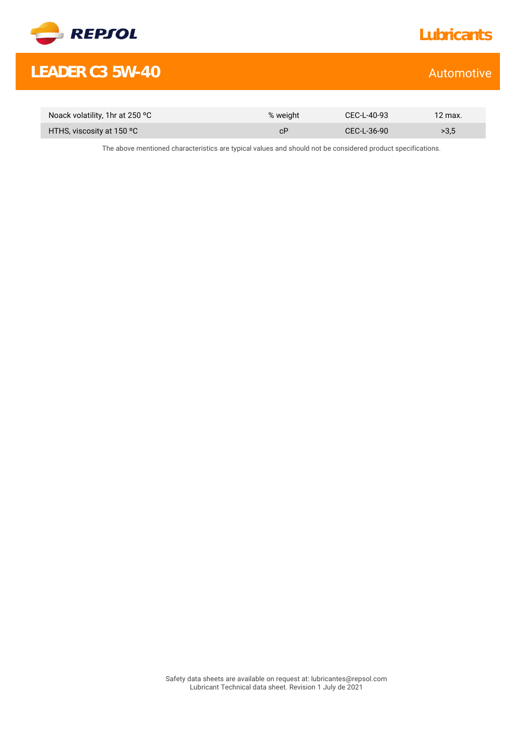# LEADER C3 5W-40

Automotive

| | | | |
|---|---|---|---|
| Noack volatility, 1hr at 250 ºC | % weight | CEC-L-40-93 | 12 max. |
| HTHS, viscosity at 150 ºC | cP | CEC-L-36-90 | >3,5 |

The above mentioned characteristics are typical values and should not be considered product specifications.

Safety data sheets are available on request at: lubricantes@repsol.com
Lubricant Technical data sheet. Revision 1 July de 2021